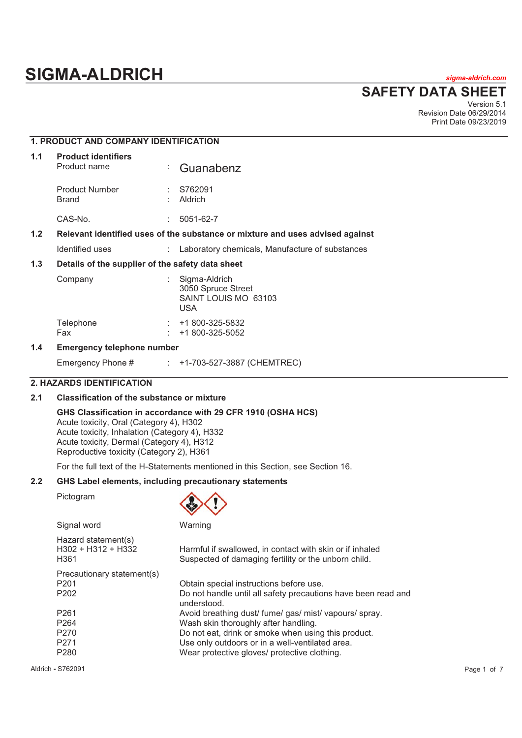# SIGMA-ALDRICH

*sigma-aldrich.com*

# SAFETY DATA SHEET

Version 5.1
Revision Date 06/29/2014
Print Date 09/23/2019

## 1. PRODUCT AND COMPANY IDENTIFICATION

### 1.1 Product identifiers

| | | |
|---|---|---|
| Product name | : | Guanabenz |
| Product Number | : | S762091 |
| Brand | : | Aldrich |
| CAS-No. | : | 5051-62-7 |

### 1.2 Relevant identified uses of the substance or mixture and uses advised against

| | | |
|---|---|---|
| Identified uses | : | Laboratory chemicals, Manufacture of substances |

### 1.3 Details of the supplier of the safety data sheet

| | | |
|---|---|---|
| Company | : | Sigma-Aldrich<br>3050 Spruce Street<br>SAINT LOUIS MO 63103<br>USA |
| Telephone | : | +1 800-325-5832 |
| Fax | : | +1 800-325-5052 |

### 1.4 Emergency telephone number

| | | |
|---|---|---|
| Emergency Phone # | : | +1-703-527-3887 (CHEMTREC) |

## 2. HAZARDS IDENTIFICATION

### 2.1 Classification of the substance or mixture

**GHS Classification in accordance with 29 CFR 1910 (OSHA HCS)**
Acute toxicity, Oral (Category 4), H302
Acute toxicity, Inhalation (Category 4), H332
Acute toxicity, Dermal (Category 4), H312
Reproductive toxicity (Category 2), H361

For the full text of the H-Statements mentioned in this Section, see Section 16.

### 2.2 GHS Label elements, including precautionary statements

Pictogram

Signal word: Warning

| Hazard statement(s) | |
|---|---|
| H302 + H312 + H332 | Harmful if swallowed, in contact with skin or if inhaled |
| H361 | Suspected of damaging fertility or the unborn child. |

| Precautionary statement(s) | |
|---|---|
| P201 | Obtain special instructions before use. |
| P202 | Do not handle until all safety precautions have been read and understood. |
| P261 | Avoid breathing dust/ fume/ gas/ mist/ vapours/ spray. |
| P264 | Wash skin thoroughly after handling. |
| P270 | Do not eat, drink or smoke when using this product. |
| P271 | Use only outdoors or in a well-ventilated area. |
| P280 | Wear protective gloves/ protective clothing. |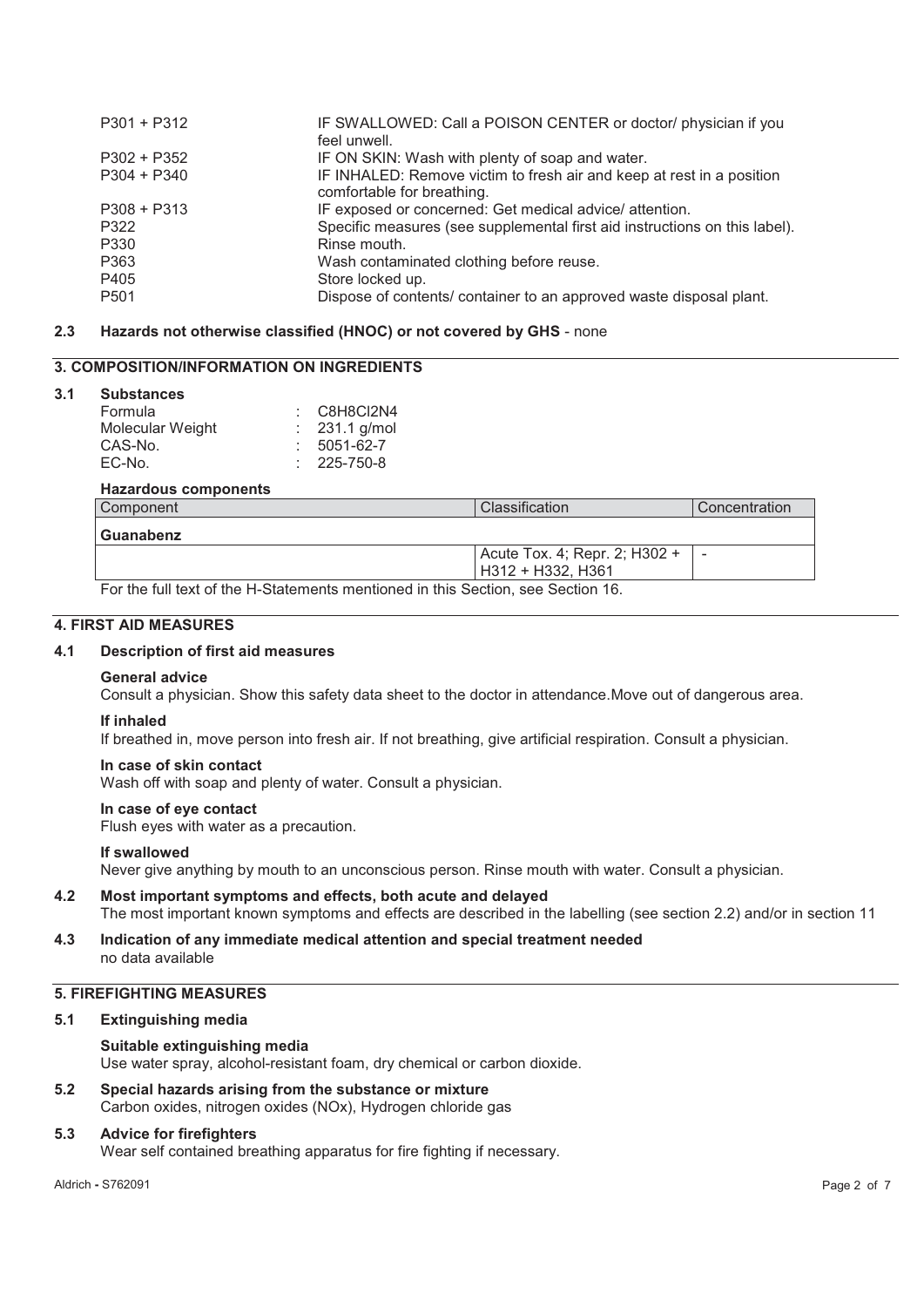| | |
|---|---|
| P301 + P312 | IF SWALLOWED: Call a POISON CENTER or doctor/ physician if you feel unwell. |
| P302 + P352 | IF ON SKIN: Wash with plenty of soap and water. |
| P304 + P340 | IF INHALED: Remove victim to fresh air and keep at rest in a position comfortable for breathing. |
| P308 + P313 | IF exposed or concerned: Get medical advice/ attention. |
| P322 | Specific measures (see supplemental first aid instructions on this label). |
| P330 | Rinse mouth. |
| P363 | Wash contaminated clothing before reuse. |
| P405 | Store locked up. |
| P501 | Dispose of contents/ container to an approved waste disposal plant. |

### 2.3 Hazards not otherwise classified (HNOC) or not covered by GHS - none

## 3. COMPOSITION/INFORMATION ON INGREDIENTS

### 3.1 Substances

| | |
|---|---|
| Formula | : $C_8H_8Cl_2N_4$ |
| Molecular Weight | : 231.1 g/mol |
| CAS-No. | : 5051-62-7 |
| EC-No. | : 225-750-8 |

**Hazardous components**

| Component | Classification | Concentration |
|---|---|---|
| **Guanabenz** | | |
| | Acute Tox. 4; Repr. 2; H302 + H312 + H332, H361 | - |

For the full text of the H-Statements mentioned in this Section, see Section 16.

## 4. FIRST AID MEASURES

### 4.1 Description of first aid measures

**General advice**
Consult a physician. Show this safety data sheet to the doctor in attendance.Move out of dangerous area.

**If inhaled**
If breathed in, move person into fresh air. If not breathing, give artificial respiration. Consult a physician.

**In case of skin contact**
Wash off with soap and plenty of water. Consult a physician.

**In case of eye contact**
Flush eyes with water as a precaution.

**If swallowed**
Never give anything by mouth to an unconscious person. Rinse mouth with water. Consult a physician.

### 4.2 Most important symptoms and effects, both acute and delayed

The most important known symptoms and effects are described in the labelling (see section 2.2) and/or in section 11

### 4.3 Indication of any immediate medical attention and special treatment needed

no data available

## 5. FIREFIGHTING MEASURES

### 5.1 Extinguishing media

**Suitable extinguishing media**
Use water spray, alcohol-resistant foam, dry chemical or carbon dioxide.

### 5.2 Special hazards arising from the substance or mixture

Carbon oxides, nitrogen oxides (NOx), Hydrogen chloride gas

### 5.3 Advice for firefighters

Wear self contained breathing apparatus for fire fighting if necessary.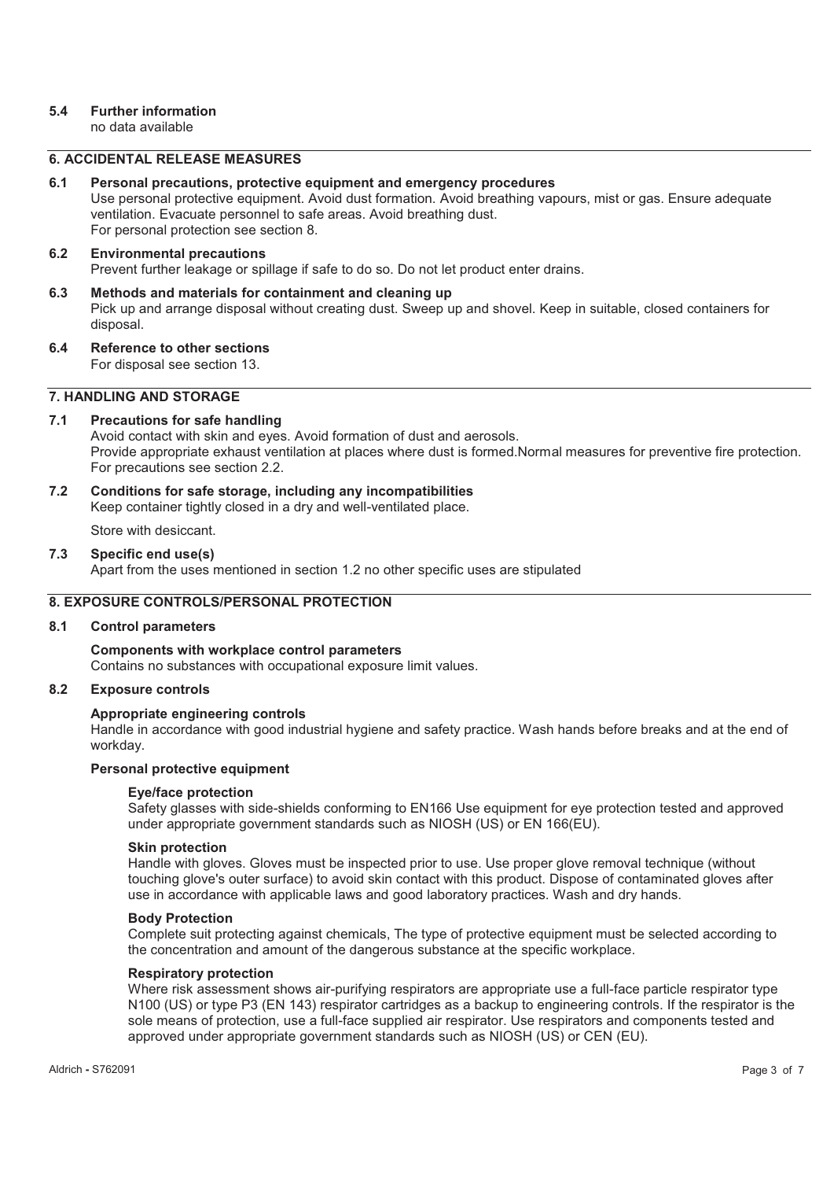### 5.4 Further information

no data available

## 6. ACCIDENTAL RELEASE MEASURES

### 6.1 Personal precautions, protective equipment and emergency procedures

Use personal protective equipment. Avoid dust formation. Avoid breathing vapours, mist or gas. Ensure adequate ventilation. Evacuate personnel to safe areas. Avoid breathing dust.
For personal protection see section 8.

### 6.2 Environmental precautions

Prevent further leakage or spillage if safe to do so. Do not let product enter drains.

### 6.3 Methods and materials for containment and cleaning up

Pick up and arrange disposal without creating dust. Sweep up and shovel. Keep in suitable, closed containers for disposal.

### 6.4 Reference to other sections

For disposal see section 13.

## 7. HANDLING AND STORAGE

### 7.1 Precautions for safe handling

Avoid contact with skin and eyes. Avoid formation of dust and aerosols.
Provide appropriate exhaust ventilation at places where dust is formed.Normal measures for preventive fire protection.
For precautions see section 2.2.

### 7.2 Conditions for safe storage, including any incompatibilities

Keep container tightly closed in a dry and well-ventilated place.

Store with desiccant.

### 7.3 Specific end use(s)

Apart from the uses mentioned in section 1.2 no other specific uses are stipulated

## 8. EXPOSURE CONTROLS/PERSONAL PROTECTION

### 8.1 Control parameters

**Components with workplace control parameters**

Contains no substances with occupational exposure limit values.

### 8.2 Exposure controls

**Appropriate engineering controls**

Handle in accordance with good industrial hygiene and safety practice. Wash hands before breaks and at the end of workday.

**Personal protective equipment**

**Eye/face protection**

Safety glasses with side-shields conforming to EN166 Use equipment for eye protection tested and approved under appropriate government standards such as NIOSH (US) or EN 166(EU).

**Skin protection**

Handle with gloves. Gloves must be inspected prior to use. Use proper glove removal technique (without touching glove's outer surface) to avoid skin contact with this product. Dispose of contaminated gloves after use in accordance with applicable laws and good laboratory practices. Wash and dry hands.

**Body Protection**

Complete suit protecting against chemicals, The type of protective equipment must be selected according to the concentration and amount of the dangerous substance at the specific workplace.

**Respiratory protection**

Where risk assessment shows air-purifying respirators are appropriate use a full-face particle respirator type N100 (US) or type P3 (EN 143) respirator cartridges as a backup to engineering controls. If the respirator is the sole means of protection, use a full-face supplied air respirator. Use respirators and components tested and approved under appropriate government standards such as NIOSH (US) or CEN (EU).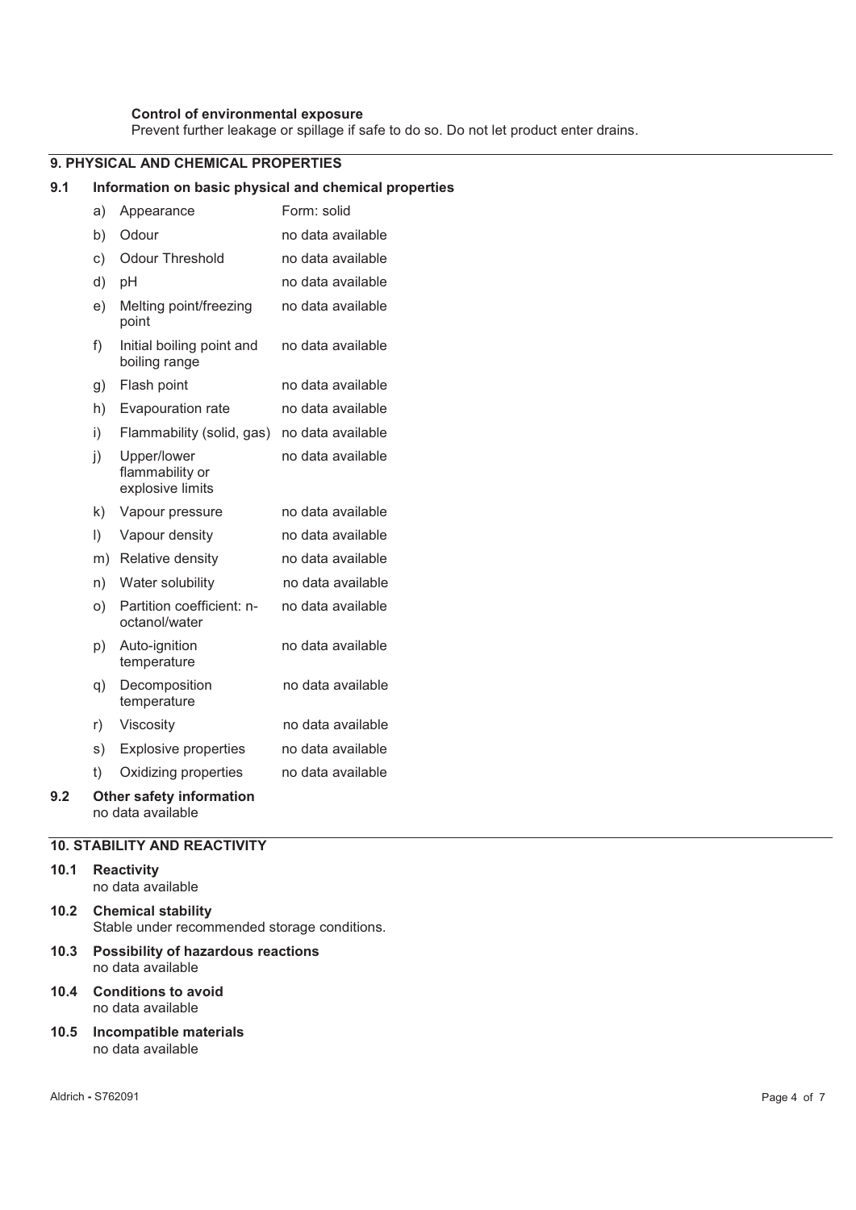**Control of environmental exposure**

Prevent further leakage or spillage if safe to do so. Do not let product enter drains.

## 9. PHYSICAL AND CHEMICAL PROPERTIES

### 9.1 Information on basic physical and chemical properties

| | | |
|---|---|---|
| a) | Appearance | Form: solid |
| b) | Odour | no data available |
| c) | Odour Threshold | no data available |
| d) | pH | no data available |
| e) | Melting point/freezing point | no data available |
| f) | Initial boiling point and boiling range | no data available |
| g) | Flash point | no data available |
| h) | Evapouration rate | no data available |
| i) | Flammability (solid, gas) | no data available |
| j) | Upper/lower flammability or explosive limits | no data available |
| k) | Vapour pressure | no data available |
| l) | Vapour density | no data available |
| m) | Relative density | no data available |
| n) | Water solubility | no data available |
| o) | Partition coefficient: n-octanol/water | no data available |
| p) | Auto-ignition temperature | no data available |
| q) | Decomposition temperature | no data available |
| r) | Viscosity | no data available |
| s) | Explosive properties | no data available |
| t) | Oxidizing properties | no data available |

### 9.2 Other safety information

no data available

## 10. STABILITY AND REACTIVITY

### 10.1 Reactivity

no data available

### 10.2 Chemical stability

Stable under recommended storage conditions.

### 10.3 Possibility of hazardous reactions

no data available

### 10.4 Conditions to avoid

no data available

### 10.5 Incompatible materials

no data available

Aldrich - S762091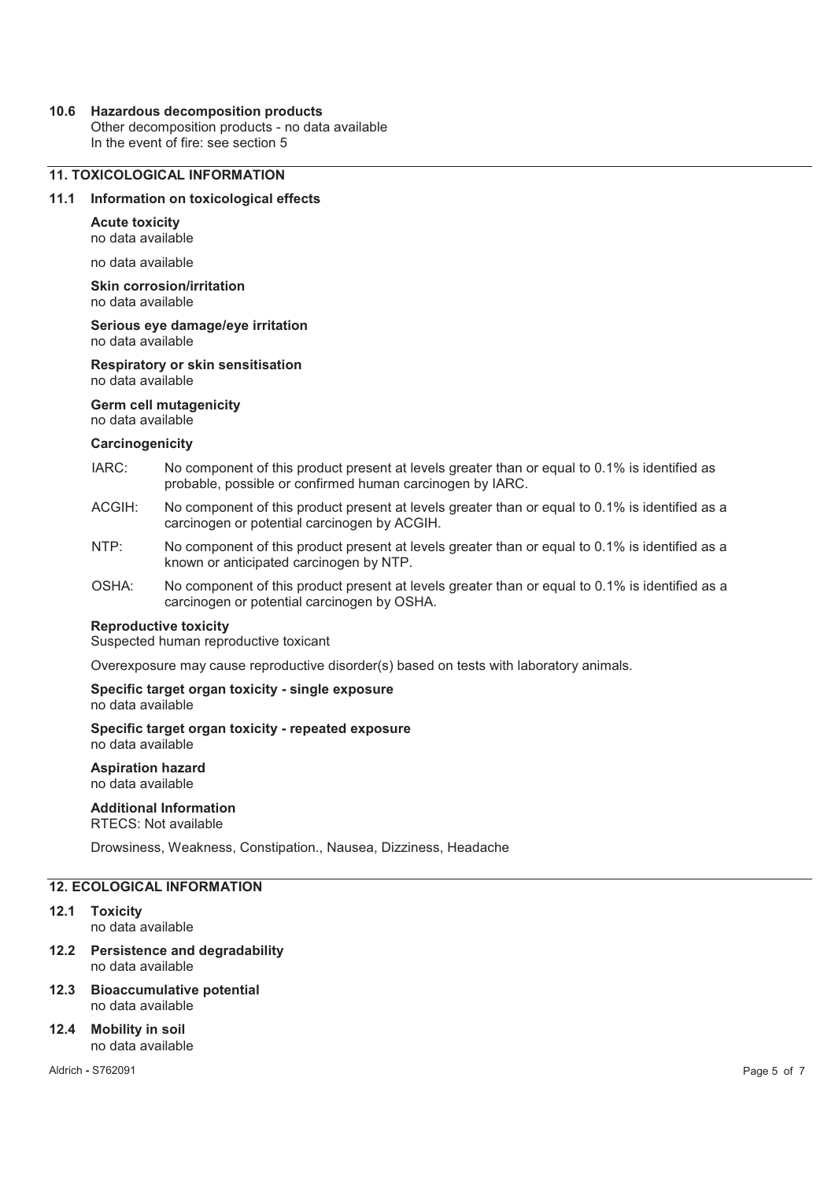### 10.6 Hazardous decomposition products

Other decomposition products - no data available
In the event of fire: see section 5

## 11. TOXICOLOGICAL INFORMATION

### 11.1 Information on toxicological effects

**Acute toxicity**
no data available

no data available

**Skin corrosion/irritation**
no data available

**Serious eye damage/eye irritation**
no data available

**Respiratory or skin sensitisation**
no data available

**Germ cell mutagenicity**
no data available

**Carcinogenicity**

IARC: No component of this product present at levels greater than or equal to 0.1% is identified as probable, possible or confirmed human carcinogen by IARC.

ACGIH: No component of this product present at levels greater than or equal to 0.1% is identified as a carcinogen or potential carcinogen by ACGIH.

NTP: No component of this product present at levels greater than or equal to 0.1% is identified as a known or anticipated carcinogen by NTP.

OSHA: No component of this product present at levels greater than or equal to 0.1% is identified as a carcinogen or potential carcinogen by OSHA.

**Reproductive toxicity**
Suspected human reproductive toxicant

Overexposure may cause reproductive disorder(s) based on tests with laboratory animals.

**Specific target organ toxicity - single exposure**
no data available

**Specific target organ toxicity - repeated exposure**
no data available

**Aspiration hazard**
no data available

**Additional Information**
RTECS: Not available

Drowsiness, Weakness, Constipation., Nausea, Dizziness, Headache

## 12. ECOLOGICAL INFORMATION

### 12.1 Toxicity

no data available

### 12.2 Persistence and degradability

no data available

### 12.3 Bioaccumulative potential

no data available

### 12.4 Mobility in soil

no data available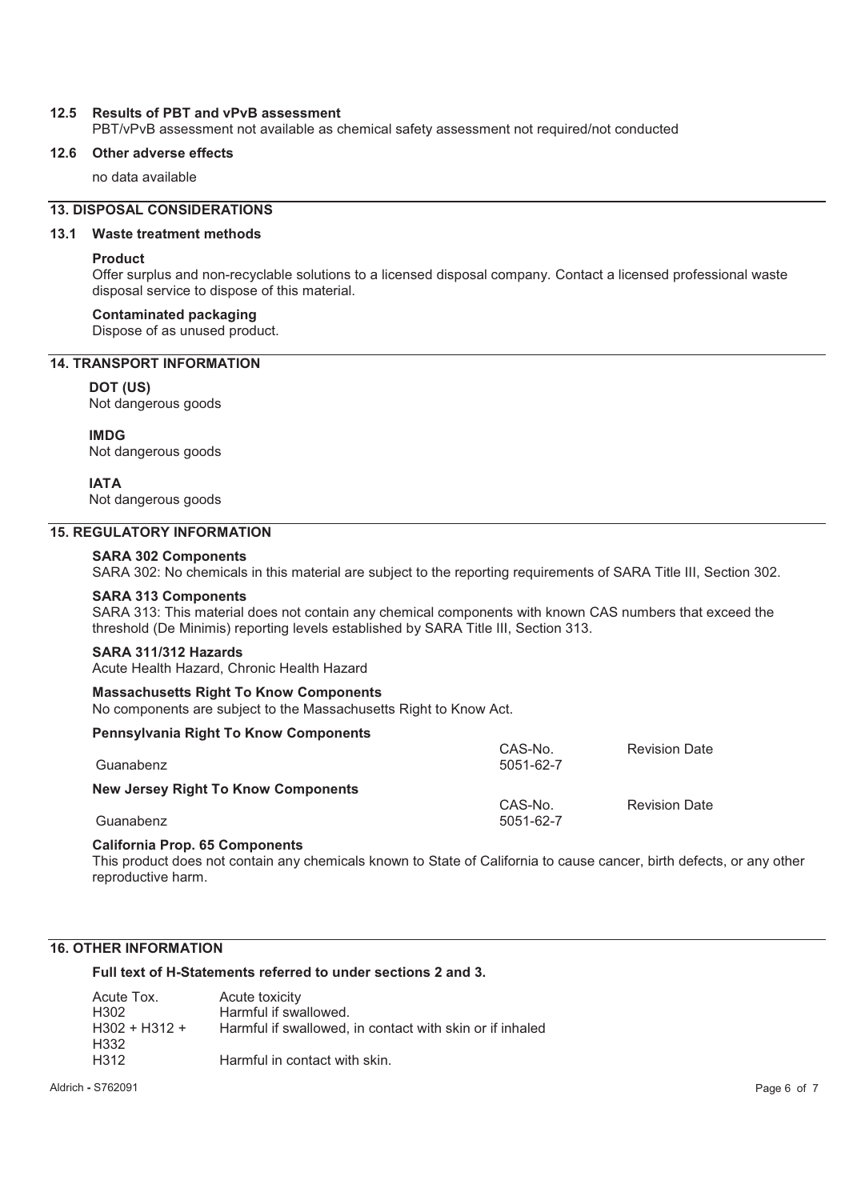**12.5 Results of PBT and vPvB assessment**

PBT/vPvB assessment not available as chemical safety assessment not required/not conducted

**12.6 Other adverse effects**

no data available

## 13. DISPOSAL CONSIDERATIONS

**13.1 Waste treatment methods**

**Product**

Offer surplus and non-recyclable solutions to a licensed disposal company. Contact a licensed professional waste disposal service to dispose of this material.

**Contaminated packaging**

Dispose of as unused product.

## 14. TRANSPORT INFORMATION

**DOT (US)**

Not dangerous goods

**IMDG**

Not dangerous goods

**IATA**

Not dangerous goods

## 15. REGULATORY INFORMATION

**SARA 302 Components**

SARA 302: No chemicals in this material are subject to the reporting requirements of SARA Title III, Section 302.

**SARA 313 Components**

SARA 313: This material does not contain any chemical components with known CAS numbers that exceed the threshold (De Minimis) reporting levels established by SARA Title III, Section 313.

**SARA 311/312 Hazards**

Acute Health Hazard, Chronic Health Hazard

**Massachusetts Right To Know Components**

No components are subject to the Massachusetts Right to Know Act.

**Pennsylvania Right To Know Components**

| | CAS-No. | Revision Date |
|---|---|---|
| Guanabenz | 5051-62-7 | |

**New Jersey Right To Know Components**

| | CAS-No. | Revision Date |
|---|---|---|
| Guanabenz | 5051-62-7 | |

**California Prop. 65 Components**

This product does not contain any chemicals known to State of California to cause cancer, birth defects, or any other reproductive harm.

## 16. OTHER INFORMATION

**Full text of H-Statements referred to under sections 2 and 3.**

| | |
|---|---|
| Acute Tox. | Acute toxicity |
| H302 | Harmful if swallowed. |
| H302 + H312 + H332 | Harmful if swallowed, in contact with skin or if inhaled |
| H312 | Harmful in contact with skin. |

Aldrich - S762091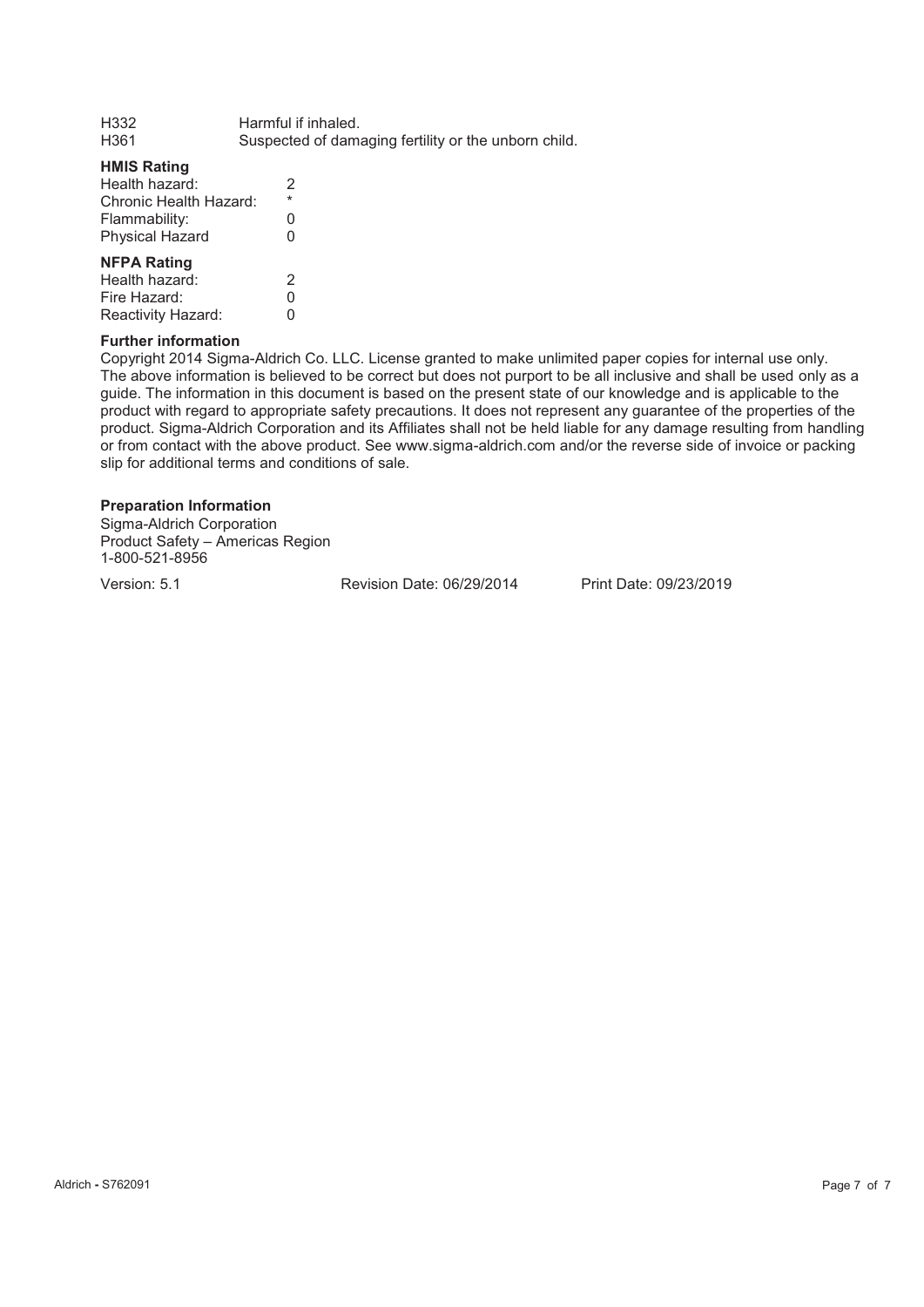| | |
|---|---|
| H332 | Harmful if inhaled. |
| H361 | Suspected of damaging fertility or the unborn child. |

**HMIS Rating**

| | |
|---|---|
| Health hazard: | 2 |
| Chronic Health Hazard: | * |
| Flammability: | 0 |
| Physical Hazard | 0 |

**NFPA Rating**

| | |
|---|---|
| Health hazard: | 2 |
| Fire Hazard: | 0 |
| Reactivity Hazard: | 0 |

**Further information**

Copyright 2014 Sigma-Aldrich Co. LLC. License granted to make unlimited paper copies for internal use only. The above information is believed to be correct but does not purport to be all inclusive and shall be used only as a guide. The information in this document is based on the present state of our knowledge and is applicable to the product with regard to appropriate safety precautions. It does not represent any guarantee of the properties of the product. Sigma-Aldrich Corporation and its Affiliates shall not be held liable for any damage resulting from handling or from contact with the above product. See www.sigma-aldrich.com and/or the reverse side of invoice or packing slip for additional terms and conditions of sale.

**Preparation Information**

Sigma-Aldrich Corporation
Product Safety – Americas Region
1-800-521-8956

Version: 5.1 Revision Date: 06/29/2014 Print Date: 09/23/2019